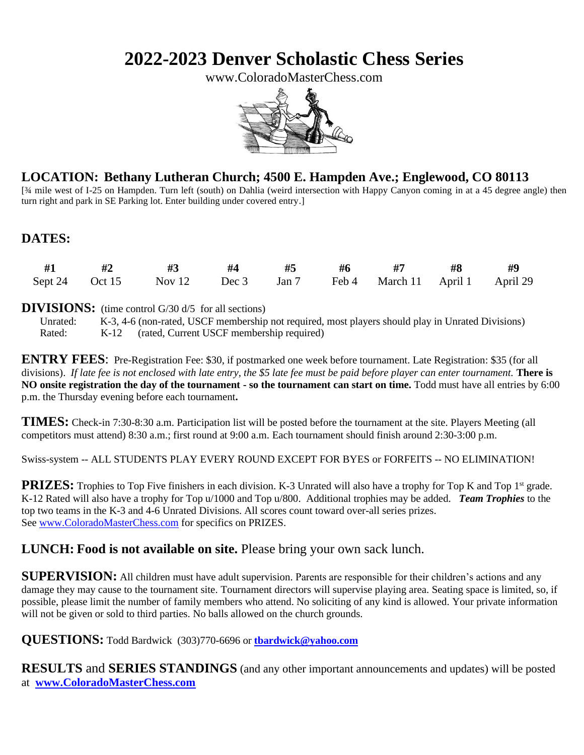# 2022-2023 Denver Scholastic Chess Series

www.ColoradoMasterChess.com

## LOCATION: Bethany Lutheran Church; 4500 E. Hampden Ave.; Englewood, CO 80113

[¾ mile west of I-25 on Hampden. Turn left (south) on Dahlia (weird intersection with Happy Canyon coming in at a 45 degree angle) then turn right and park in SE Parking lot. Enter building under covered entry.]

## DATES:

| #1 | #2 | #3 | #4 | #5 | #6 | #7 | #8 | #9 |
|---|---|---|---|---|---|---|---|---|
| Sept 24 | Oct 15 | Nov 12 | Dec 3 | Jan 7 | Feb 4 | March 11 | April 1 | April 29 |

**DIVISIONS:** (time control G/30 d/5 for all sections)

Unrated: K-3, 4-6 (non-rated, USCF membership not required, most players should play in Unrated Divisions)

Rated: K-12 (rated, Current USCF membership required)

**ENTRY FEES**: Pre-Registration Fee: $30, if postmarked one week before tournament. Late Registration: $35 (for all divisions). *If late fee is not enclosed with late entry, the $5 late fee must be paid before player can enter tournament.* **There is NO onsite registration the day of the tournament - so the tournament can start on time.** Todd must have all entries by 6:00 p.m. the Thursday evening before each tournament**.**

**TIMES:** Check-in 7:30-8:30 a.m. Participation list will be posted before the tournament at the site. Players Meeting (all competitors must attend) 8:30 a.m.; first round at 9:00 a.m. Each tournament should finish around 2:30-3:00 p.m.

Swiss-system -- ALL STUDENTS PLAY EVERY ROUND EXCEPT FOR BYES or FORFEITS -- NO ELIMINATION!

**PRIZES:** Trophies to Top Five finishers in each division. K-3 Unrated will also have a trophy for Top K and Top 1st grade. K-12 Rated will also have a trophy for Top u/1000 and Top u/800. Additional trophies may be added. ***Team Trophies*** to the top two teams in the K-3 and 4-6 Unrated Divisions. All scores count toward over-all series prizes. See www.ColoradoMasterChess.com for specifics on PRIZES.

**LUNCH: Food is not available on site.** Please bring your own sack lunch.

**SUPERVISION:** All children must have adult supervision. Parents are responsible for their children's actions and any damage they may cause to the tournament site. Tournament directors will supervise playing area. Seating space is limited, so, if possible, please limit the number of family members who attend. No soliciting of any kind is allowed. Your private information will not be given or sold to third parties. No balls allowed on the church grounds.

**QUESTIONS:** Todd Bardwick (303)770-6696 or **tbardwick@yahoo.com**

**RESULTS** and **SERIES STANDINGS** (and any other important announcements and updates) will be posted at **www.ColoradoMasterChess.com**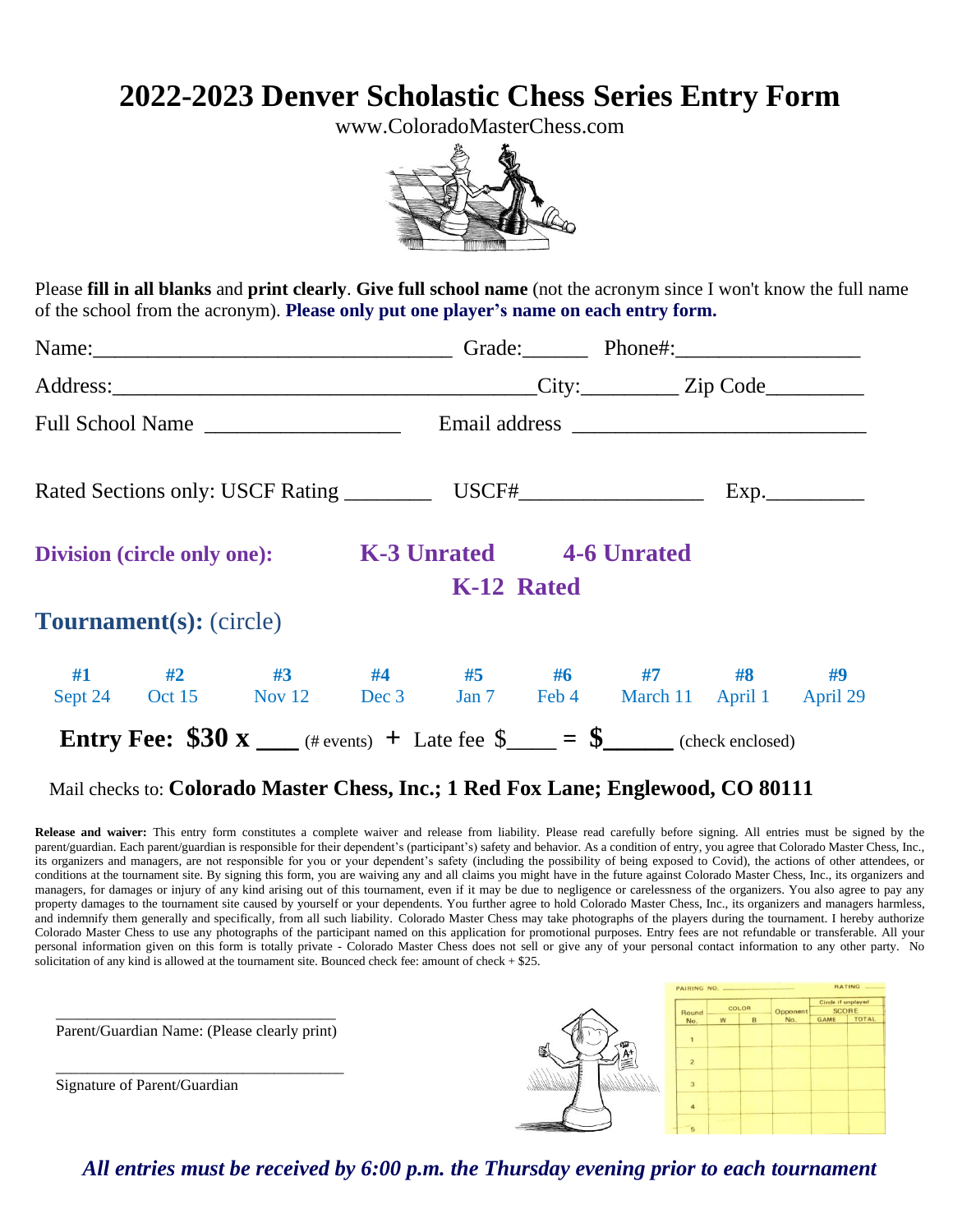# 2022-2023 Denver Scholastic Chess Series Entry Form

www.ColoradoMasterChess.com

Please **fill in all blanks** and **print clearly**. **Give full school name** (not the acronym since I won't know the full name of the school from the acronym). **Please only put one player's name on each entry form.**

Name:_________________________________ Grade:______ Phone#:_________________

Address:_______________________________________City:_________ Zip Code_________

Full School Name __________________ Email address ___________________________

Rated Sections only: USCF Rating ________ USCF#_________________ Exp._________

**Division (circle only one):** **K-3 Unrated** **4-6 Unrated** **K-12 Rated**

## Tournament(s): (circle)

| #1 | #2 | #3 | #4 | #5 | #6 | #7 | #8 | #9 |
|---|---|---|---|---|---|---|---|---|
| Sept 24 | Oct 15 | Nov 12 | Dec 3 | Jan 7 | Feb 4 | March 11 | April 1 | April 29 |

**Entry Fee: $30 x ___** (# events) **+** Late fee $____ **= $______** (check enclosed)

Mail checks to: **Colorado Master Chess, Inc.; 1 Red Fox Lane; Englewood, CO 80111**

**Release and waiver:** This entry form constitutes a complete waiver and release from liability. Please read carefully before signing. All entries must be signed by the parent/guardian. Each parent/guardian is responsible for their dependent's (participant's) safety and behavior. As a condition of entry, you agree that Colorado Master Chess, Inc., its organizers and managers, are not responsible for you or your dependent's safety (including the possibility of being exposed to Covid), the actions of other attendees, or conditions at the tournament site. By signing this form, you are waiving any and all claims you might have in the future against Colorado Master Chess, Inc., its organizers and managers, for damages or injury of any kind arising out of this tournament, even if it may be due to negligence or carelessness of the organizers. You also agree to pay any property damages to the tournament site caused by yourself or your dependents. You further agree to hold Colorado Master Chess, Inc., its organizers and managers harmless, and indemnify them generally and specifically, from all such liability. Colorado Master Chess may take photographs of the players during the tournament. I hereby authorize Colorado Master Chess to use any photographs of the participant named on this application for promotional purposes. Entry fees are not refundable or transferable. All your personal information given on this form is totally private - Colorado Master Chess does not sell or give any of your personal contact information to any other party. No solicitation of any kind is allowed at the tournament site. Bounced check fee: amount of check + $25.

___________________________________
Parent/Guardian Name: (Please clearly print)

___________________________________
Signature of Parent/Guardian

***All entries must be received by 6:00 p.m. the Thursday evening prior to each tournament***